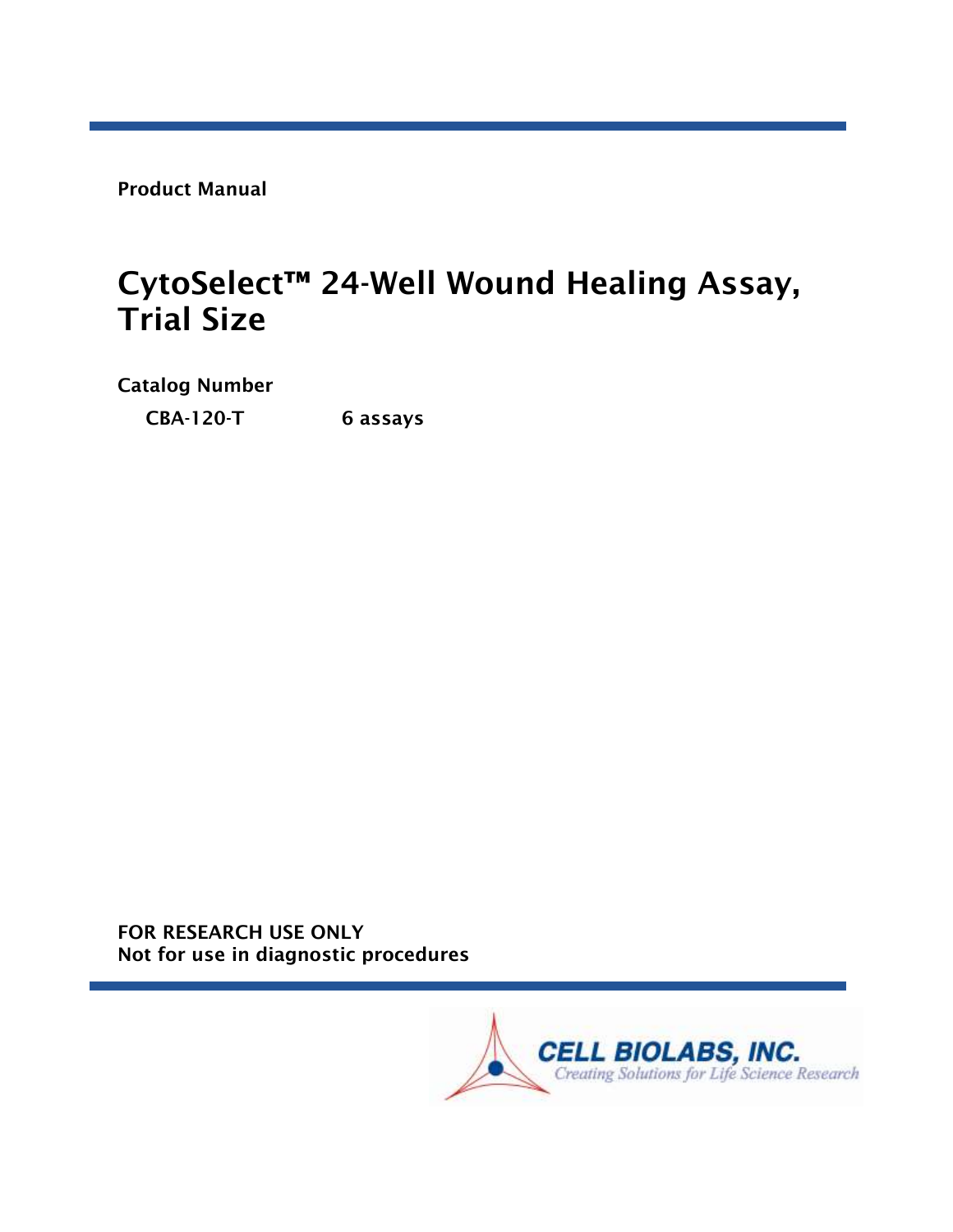**Product Manual**

# CytoSelect™ 24-Well Wound Healing Assay, Trial Size

**Catalog Number**

**CBA-120-T** **6 assays**

**FOR RESEARCH USE ONLY**
**Not for use in diagnostic procedures**

**CELL BIOLABS, INC.**
*Creating Solutions for Life Science Research*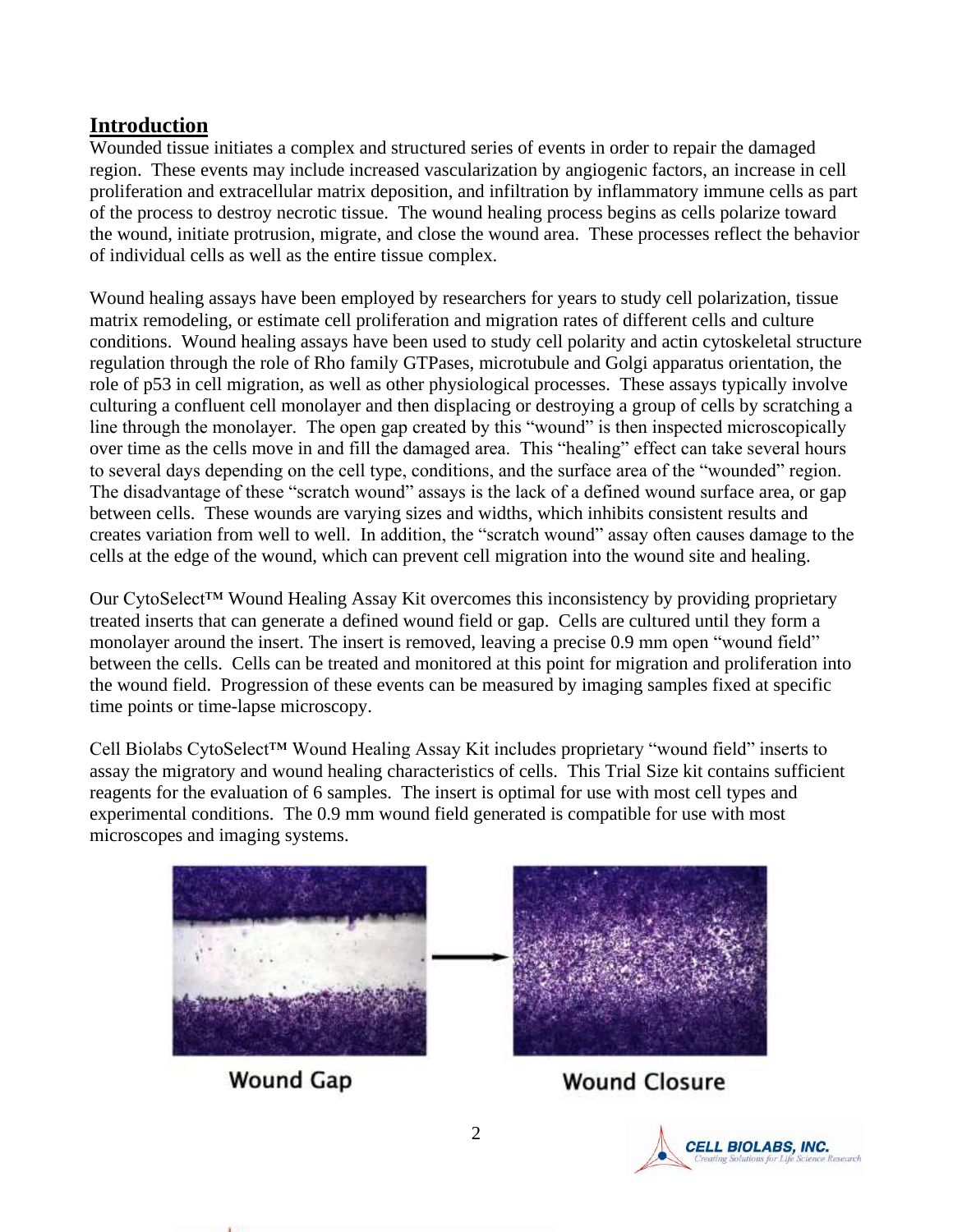## Introduction

Wounded tissue initiates a complex and structured series of events in order to repair the damaged region. These events may include increased vascularization by angiogenic factors, an increase in cell proliferation and extracellular matrix deposition, and infiltration by inflammatory immune cells as part of the process to destroy necrotic tissue. The wound healing process begins as cells polarize toward the wound, initiate protrusion, migrate, and close the wound area. These processes reflect the behavior of individual cells as well as the entire tissue complex.

Wound healing assays have been employed by researchers for years to study cell polarization, tissue matrix remodeling, or estimate cell proliferation and migration rates of different cells and culture conditions. Wound healing assays have been used to study cell polarity and actin cytoskeletal structure regulation through the role of Rho family GTPases, microtubule and Golgi apparatus orientation, the role of p53 in cell migration, as well as other physiological processes. These assays typically involve culturing a confluent cell monolayer and then displacing or destroying a group of cells by scratching a line through the monolayer. The open gap created by this "wound" is then inspected microscopically over time as the cells move in and fill the damaged area. This "healing" effect can take several hours to several days depending on the cell type, conditions, and the surface area of the "wounded" region. The disadvantage of these "scratch wound" assays is the lack of a defined wound surface area, or gap between cells. These wounds are varying sizes and widths, which inhibits consistent results and creates variation from well to well. In addition, the "scratch wound" assay often causes damage to the cells at the edge of the wound, which can prevent cell migration into the wound site and healing.

Our CytoSelect™ Wound Healing Assay Kit overcomes this inconsistency by providing proprietary treated inserts that can generate a defined wound field or gap. Cells are cultured until they form a monolayer around the insert. The insert is removed, leaving a precise 0.9 mm open "wound field" between the cells. Cells can be treated and monitored at this point for migration and proliferation into the wound field. Progression of these events can be measured by imaging samples fixed at specific time points or time-lapse microscopy.

Cell Biolabs CytoSelect™ Wound Healing Assay Kit includes proprietary "wound field" inserts to assay the migratory and wound healing characteristics of cells. This Trial Size kit contains sufficient reagents for the evaluation of 6 samples. The insert is optimal for use with most cell types and experimental conditions. The 0.9 mm wound field generated is compatible for use with most microscopes and imaging systems.

Wound Gap → Wound Closure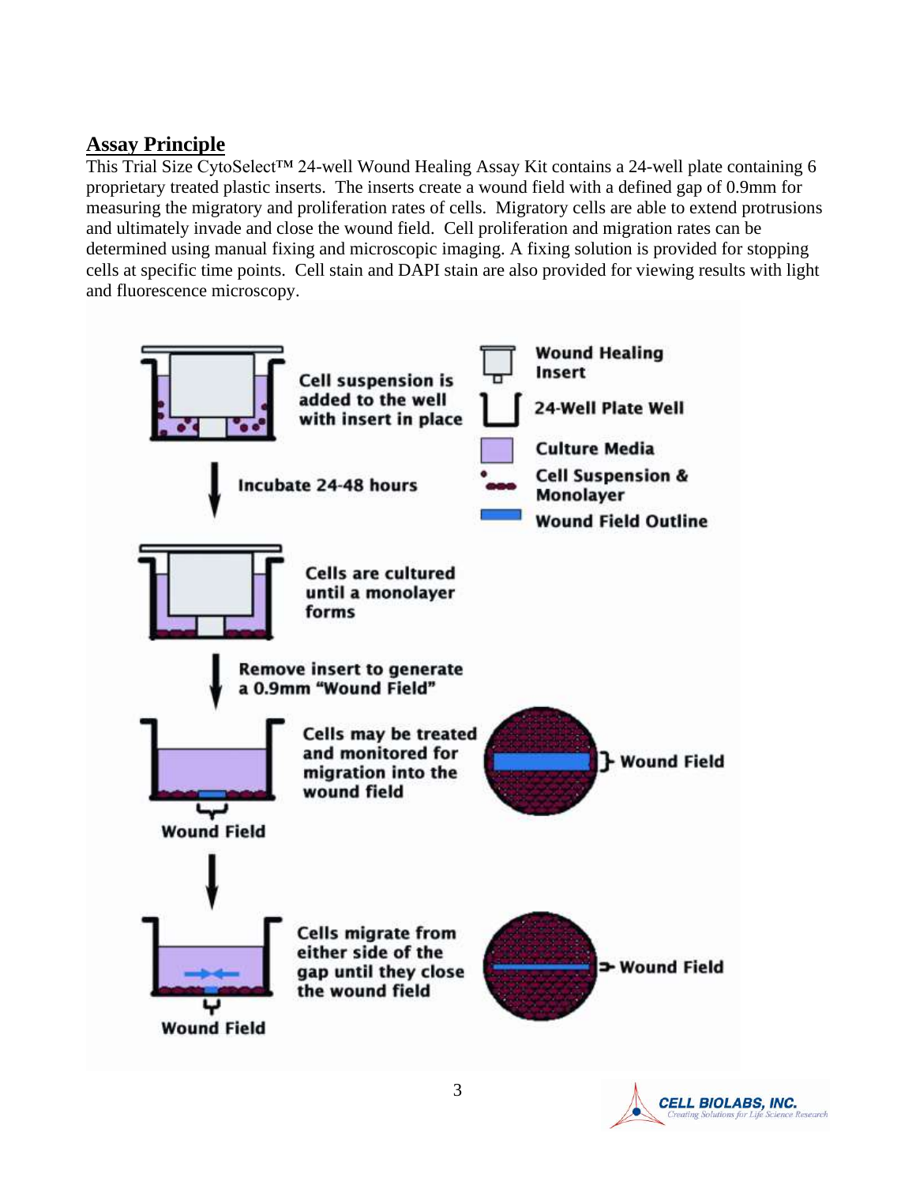## Assay Principle

This Trial Size CytoSelect™ 24-well Wound Healing Assay Kit contains a 24-well plate containing 6 proprietary treated plastic inserts. The inserts create a wound field with a defined gap of 0.9mm for measuring the migratory and proliferation rates of cells. Migratory cells are able to extend protrusions and ultimately invade and close the wound field. Cell proliferation and migration rates can be determined using manual fixing and microscopic imaging. A fixing solution is provided for stopping cells at specific time points. Cell stain and DAPI stain are also provided for viewing results with light and fluorescence microscopy.

Wound Healing Insert
24-Well Plate Well
Culture Media
Cell Suspension & Monolayer
Wound Field Outline

Cell suspension is added to the well with insert in place

Incubate 24-48 hours

Cells are cultured until a monolayer forms

Remove insert to generate a 0.9mm "Wound Field"

Cells may be treated and monitored for migration into the wound field

Wound Field

Cells migrate from either side of the gap until they close the wound field

Wound Field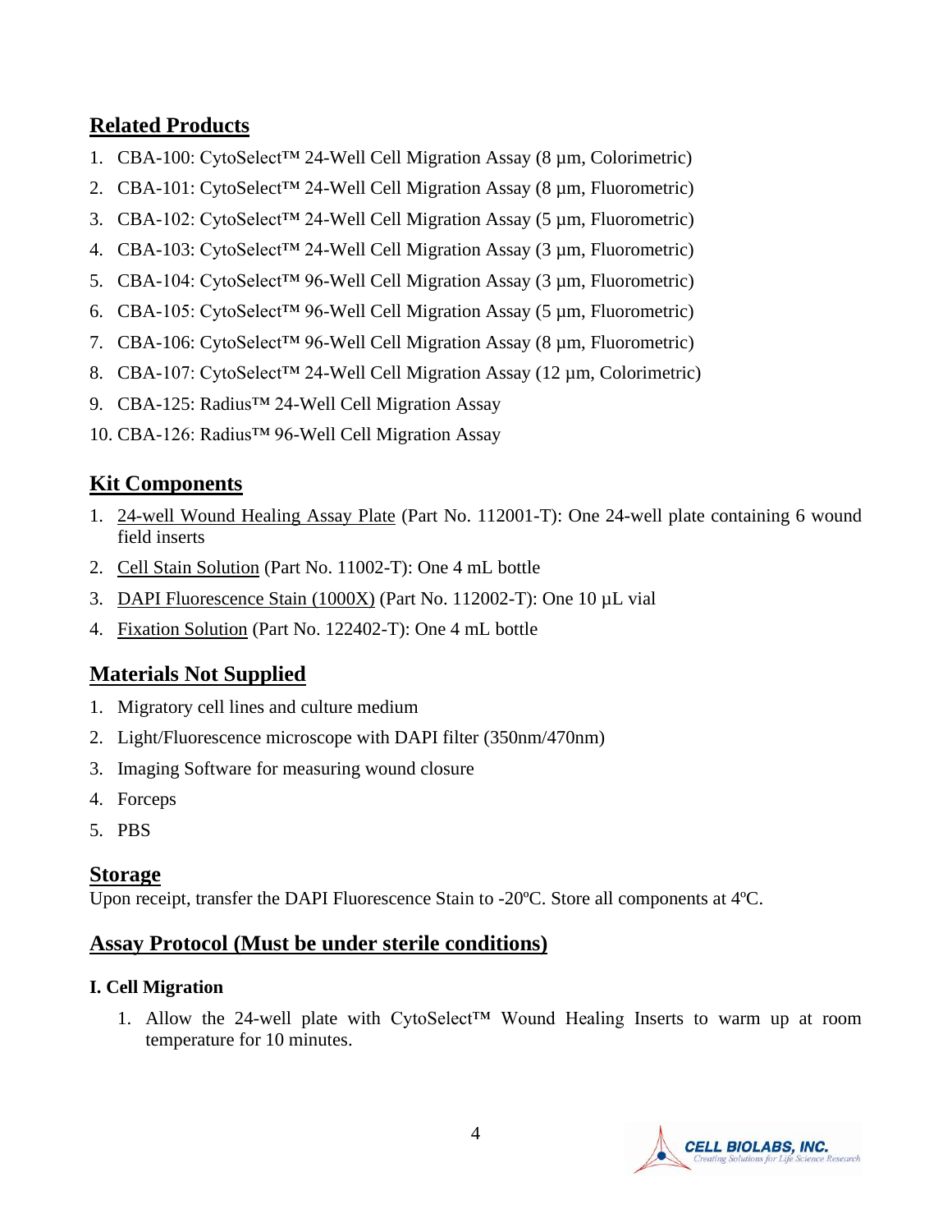## Related Products

1. CBA-100: CytoSelect™ 24-Well Cell Migration Assay (8 µm, Colorimetric)
2. CBA-101: CytoSelect™ 24-Well Cell Migration Assay (8 µm, Fluorometric)
3. CBA-102: CytoSelect™ 24-Well Cell Migration Assay (5 µm, Fluorometric)
4. CBA-103: CytoSelect™ 24-Well Cell Migration Assay (3 µm, Fluorometric)
5. CBA-104: CytoSelect™ 96-Well Cell Migration Assay (3 µm, Fluorometric)
6. CBA-105: CytoSelect™ 96-Well Cell Migration Assay (5 µm, Fluorometric)
7. CBA-106: CytoSelect™ 96-Well Cell Migration Assay (8 µm, Fluorometric)
8. CBA-107: CytoSelect™ 24-Well Cell Migration Assay (12 µm, Colorimetric)
9. CBA-125: Radius™ 24-Well Cell Migration Assay
10. CBA-126: Radius™ 96-Well Cell Migration Assay

## Kit Components

1. 24-well Wound Healing Assay Plate (Part No. 112001-T): One 24-well plate containing 6 wound field inserts
2. Cell Stain Solution (Part No. 11002-T): One 4 mL bottle
3. DAPI Fluorescence Stain (1000X) (Part No. 112002-T): One 10 µL vial
4. Fixation Solution (Part No. 122402-T): One 4 mL bottle

## Materials Not Supplied

1. Migratory cell lines and culture medium
2. Light/Fluorescence microscope with DAPI filter (350nm/470nm)
3. Imaging Software for measuring wound closure
4. Forceps
5. PBS

## Storage

Upon receipt, transfer the DAPI Fluorescence Stain to -20ºC. Store all components at 4ºC.

## Assay Protocol (Must be under sterile conditions)

### I. Cell Migration

1. Allow the 24-well plate with CytoSelect™ Wound Healing Inserts to warm up at room temperature for 10 minutes.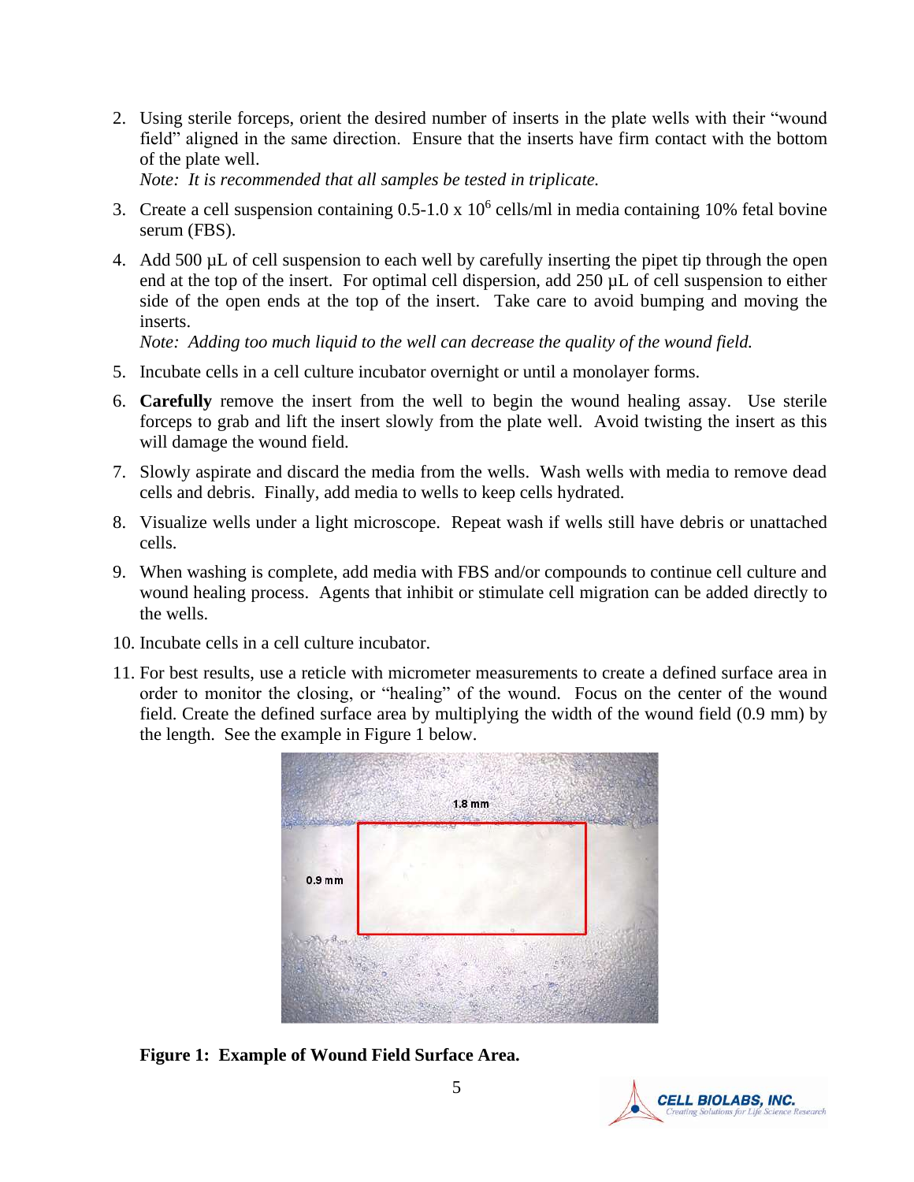2. Using sterile forceps, orient the desired number of inserts in the plate wells with their "wound field" aligned in the same direction. Ensure that the inserts have firm contact with the bottom of the plate well.
   *Note: It is recommended that all samples be tested in triplicate.*
3. Create a cell suspension containing 0.5-1.0 x $10^6$ cells/ml in media containing 10% fetal bovine serum (FBS).
4. Add 500 µL of cell suspension to each well by carefully inserting the pipet tip through the open end at the top of the insert. For optimal cell dispersion, add 250 µL of cell suspension to either side of the open ends at the top of the insert. Take care to avoid bumping and moving the inserts.
   *Note: Adding too much liquid to the well can decrease the quality of the wound field.*
5. Incubate cells in a cell culture incubator overnight or until a monolayer forms.
6. **Carefully** remove the insert from the well to begin the wound healing assay. Use sterile forceps to grab and lift the insert slowly from the plate well. Avoid twisting the insert as this will damage the wound field.
7. Slowly aspirate and discard the media from the wells. Wash wells with media to remove dead cells and debris. Finally, add media to wells to keep cells hydrated.
8. Visualize wells under a light microscope. Repeat wash if wells still have debris or unattached cells.
9. When washing is complete, add media with FBS and/or compounds to continue cell culture and wound healing process. Agents that inhibit or stimulate cell migration can be added directly to the wells.
10. Incubate cells in a cell culture incubator.
11. For best results, use a reticle with micrometer measurements to create a defined surface area in order to monitor the closing, or "healing" of the wound. Focus on the center of the wound field. Create the defined surface area by multiplying the width of the wound field (0.9 mm) by the length. See the example in Figure 1 below.

**Figure 1: Example of Wound Field Surface Area.**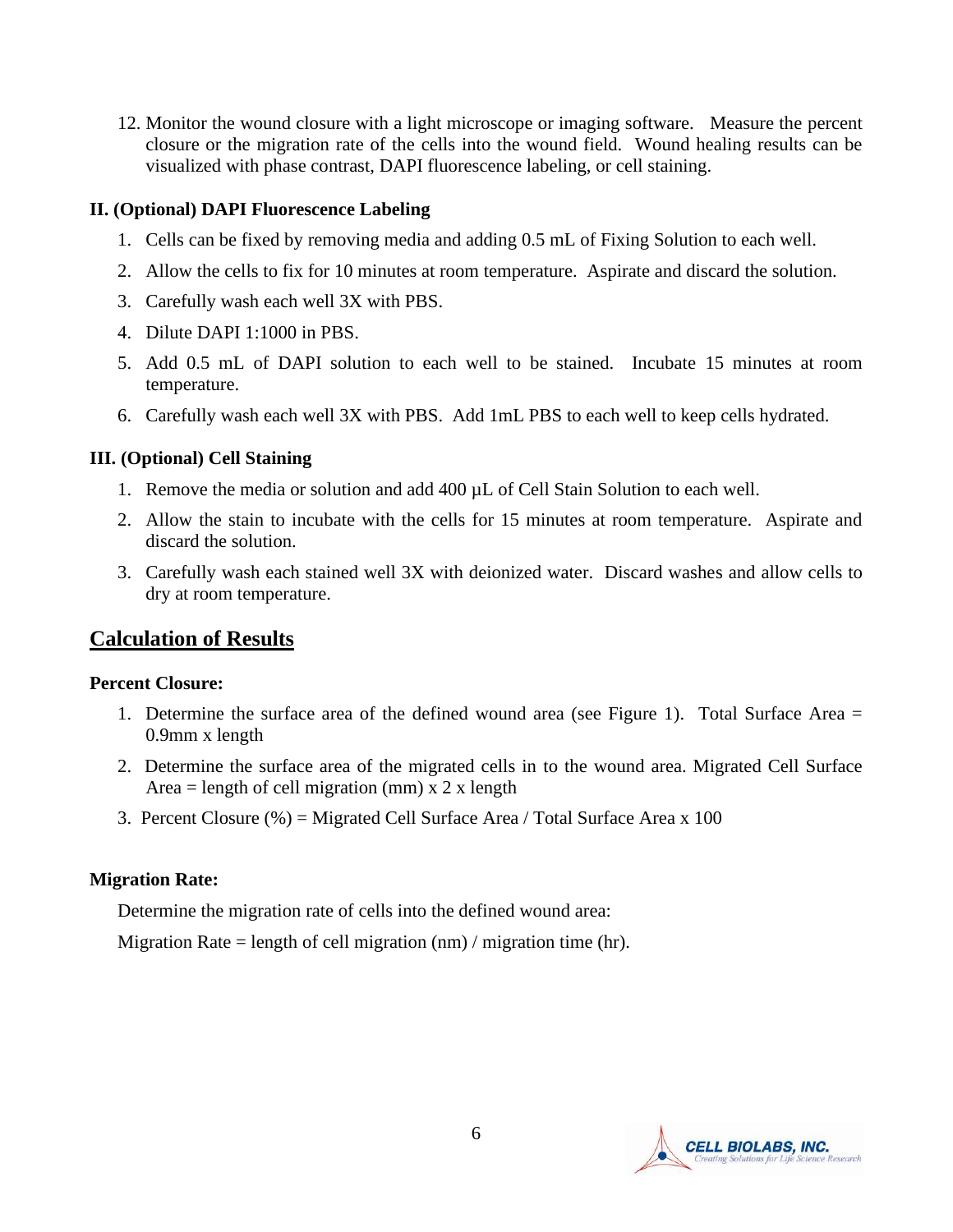12. Monitor the wound closure with a light microscope or imaging software. Measure the percent closure or the migration rate of the cells into the wound field. Wound healing results can be visualized with phase contrast, DAPI fluorescence labeling, or cell staining.

### II. (Optional) DAPI Fluorescence Labeling

1. Cells can be fixed by removing media and adding 0.5 mL of Fixing Solution to each well.
2. Allow the cells to fix for 10 minutes at room temperature. Aspirate and discard the solution.
3. Carefully wash each well 3X with PBS.
4. Dilute DAPI 1:1000 in PBS.
5. Add 0.5 mL of DAPI solution to each well to be stained. Incubate 15 minutes at room temperature.
6. Carefully wash each well 3X with PBS. Add 1mL PBS to each well to keep cells hydrated.

### III. (Optional) Cell Staining

1. Remove the media or solution and add 400 µL of Cell Stain Solution to each well.
2. Allow the stain to incubate with the cells for 15 minutes at room temperature. Aspirate and discard the solution.
3. Carefully wash each stained well 3X with deionized water. Discard washes and allow cells to dry at room temperature.

## Calculation of Results

**Percent Closure:**

1. Determine the surface area of the defined wound area (see Figure 1). Total Surface Area = 0.9mm x length
2. Determine the surface area of the migrated cells in to the wound area. Migrated Cell Surface Area = length of cell migration (mm) x 2 x length
3. Percent Closure (%) = Migrated Cell Surface Area / Total Surface Area x 100

**Migration Rate:**

Determine the migration rate of cells into the defined wound area:

Migration Rate = length of cell migration (nm) / migration time (hr).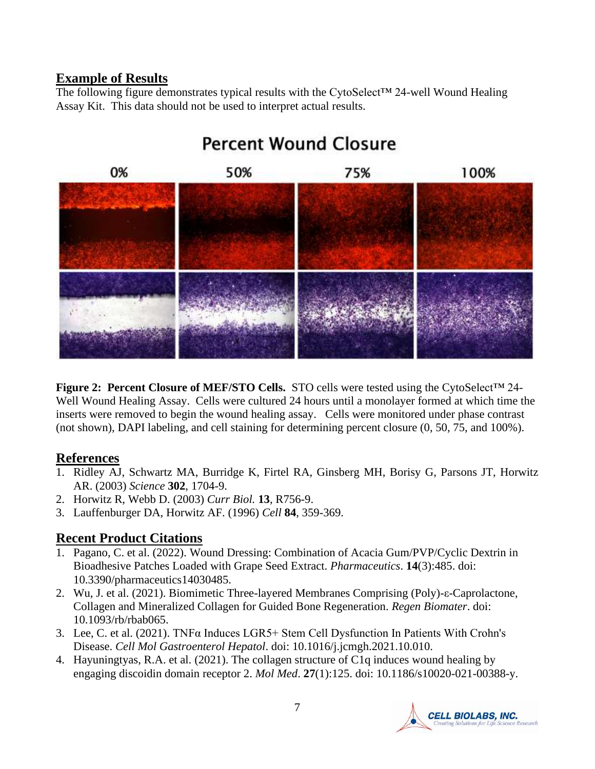## Example of Results

The following figure demonstrates typical results with the CytoSelect™ 24-well Wound Healing Assay Kit. This data should not be used to interpret actual results.

**Figure 2: Percent Closure of MEF/STO Cells.** STO cells were tested using the CytoSelect™ 24-Well Wound Healing Assay. Cells were cultured 24 hours until a monolayer formed at which time the inserts were removed to begin the wound healing assay. Cells were monitored under phase contrast (not shown), DAPI labeling, and cell staining for determining percent closure (0, 50, 75, and 100%).

## References

1. Ridley AJ, Schwartz MA, Burridge K, Firtel RA, Ginsberg MH, Borisy G, Parsons JT, Horwitz AR. (2003) *Science* **302**, 1704-9.
2. Horwitz R, Webb D. (2003) *Curr Biol.* **13**, R756-9.
3. Lauffenburger DA, Horwitz AF. (1996) *Cell* **84**, 359-369.

## Recent Product Citations

1. Pagano, C. et al. (2022). Wound Dressing: Combination of Acacia Gum/PVP/Cyclic Dextrin in Bioadhesive Patches Loaded with Grape Seed Extract. *Pharmaceutics*. **14**(3):485. doi: 10.3390/pharmaceutics14030485.
2. Wu, J. et al. (2021). Biomimetic Three-layered Membranes Comprising (Poly)-ε-Caprolactone, Collagen and Mineralized Collagen for Guided Bone Regeneration. *Regen Biomater*. doi: 10.1093/rb/rbab065.
3. Lee, C. et al. (2021). TNFα Induces LGR5+ Stem Cell Dysfunction In Patients With Crohn's Disease. *Cell Mol Gastroenterol Hepatol*. doi: 10.1016/j.jcmgh.2021.10.010.
4. Hayuningtyas, R.A. et al. (2021). The collagen structure of C1q induces wound healing by engaging discoidin domain receptor 2. *Mol Med*. **27**(1):125. doi: 10.1186/s10020-021-00388-y.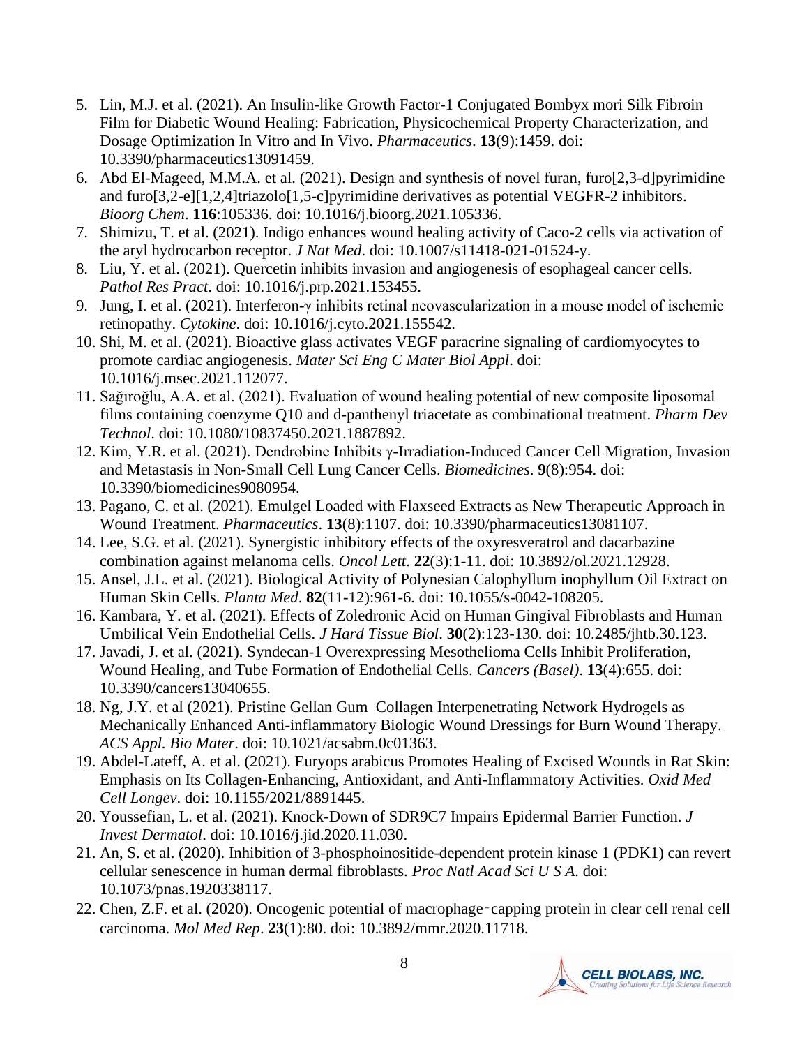5. Lin, M.J. et al. (2021). An Insulin-like Growth Factor-1 Conjugated Bombyx mori Silk Fibroin Film for Diabetic Wound Healing: Fabrication, Physicochemical Property Characterization, and Dosage Optimization In Vitro and In Vivo. *Pharmaceutics*. **13**(9):1459. doi: 10.3390/pharmaceutics13091459.
6. Abd El-Mageed, M.M.A. et al. (2021). Design and synthesis of novel furan, furo[2,3-d]pyrimidine and furo[3,2-e][1,2,4]triazolo[1,5-c]pyrimidine derivatives as potential VEGFR-2 inhibitors. *Bioorg Chem*. **116**:105336. doi: 10.1016/j.bioorg.2021.105336.
7. Shimizu, T. et al. (2021). Indigo enhances wound healing activity of Caco-2 cells via activation of the aryl hydrocarbon receptor. *J Nat Med*. doi: 10.1007/s11418-021-01524-y.
8. Liu, Y. et al. (2021). Quercetin inhibits invasion and angiogenesis of esophageal cancer cells. *Pathol Res Pract*. doi: 10.1016/j.prp.2021.153455.
9. Jung, I. et al. (2021). Interferon-γ inhibits retinal neovascularization in a mouse model of ischemic retinopathy. *Cytokine*. doi: 10.1016/j.cyto.2021.155542.
10. Shi, M. et al. (2021). Bioactive glass activates VEGF paracrine signaling of cardiomyocytes to promote cardiac angiogenesis. *Mater Sci Eng C Mater Biol Appl*. doi: 10.1016/j.msec.2021.112077.
11. Sağıroğlu, A.A. et al. (2021). Evaluation of wound healing potential of new composite liposomal films containing coenzyme Q10 and d-panthenyl triacetate as combinational treatment. *Pharm Dev Technol*. doi: 10.1080/10837450.2021.1887892.
12. Kim, Y.R. et al. (2021). Dendrobine Inhibits γ-Irradiation-Induced Cancer Cell Migration, Invasion and Metastasis in Non-Small Cell Lung Cancer Cells. *Biomedicines*. **9**(8):954. doi: 10.3390/biomedicines9080954.
13. Pagano, C. et al. (2021). Emulgel Loaded with Flaxseed Extracts as New Therapeutic Approach in Wound Treatment. *Pharmaceutics*. **13**(8):1107. doi: 10.3390/pharmaceutics13081107.
14. Lee, S.G. et al. (2021). Synergistic inhibitory effects of the oxyresveratrol and dacarbazine combination against melanoma cells. *Oncol Lett*. **22**(3):1-11. doi: 10.3892/ol.2021.12928.
15. Ansel, J.L. et al. (2021). Biological Activity of Polynesian Calophyllum inophyllum Oil Extract on Human Skin Cells. *Planta Med*. **82**(11-12):961-6. doi: 10.1055/s-0042-108205.
16. Kambara, Y. et al. (2021). Effects of Zoledronic Acid on Human Gingival Fibroblasts and Human Umbilical Vein Endothelial Cells. *J Hard Tissue Biol*. **30**(2):123-130. doi: 10.2485/jhtb.30.123.
17. Javadi, J. et al. (2021). Syndecan-1 Overexpressing Mesothelioma Cells Inhibit Proliferation, Wound Healing, and Tube Formation of Endothelial Cells. *Cancers (Basel)*. **13**(4):655. doi: 10.3390/cancers13040655.
18. Ng, J.Y. et al (2021). Pristine Gellan Gum–Collagen Interpenetrating Network Hydrogels as Mechanically Enhanced Anti-inflammatory Biologic Wound Dressings for Burn Wound Therapy. *ACS Appl. Bio Mater*. doi: 10.1021/acsabm.0c01363.
19. Abdel-Lateff, A. et al. (2021). Euryops arabicus Promotes Healing of Excised Wounds in Rat Skin: Emphasis on Its Collagen-Enhancing, Antioxidant, and Anti-Inflammatory Activities. *Oxid Med Cell Longev*. doi: 10.1155/2021/8891445.
20. Youssefian, L. et al. (2021). Knock-Down of SDR9C7 Impairs Epidermal Barrier Function. *J Invest Dermatol*. doi: 10.1016/j.jid.2020.11.030.
21. An, S. et al. (2020). Inhibition of 3-phosphoinositide-dependent protein kinase 1 (PDK1) can revert cellular senescence in human dermal fibroblasts. *Proc Natl Acad Sci U S A*. doi: 10.1073/pnas.1920338117.
22. Chen, Z.F. et al. (2020). Oncogenic potential of macrophage‑capping protein in clear cell renal cell carcinoma. *Mol Med Rep*. **23**(1):80. doi: 10.3892/mmr.2020.11718.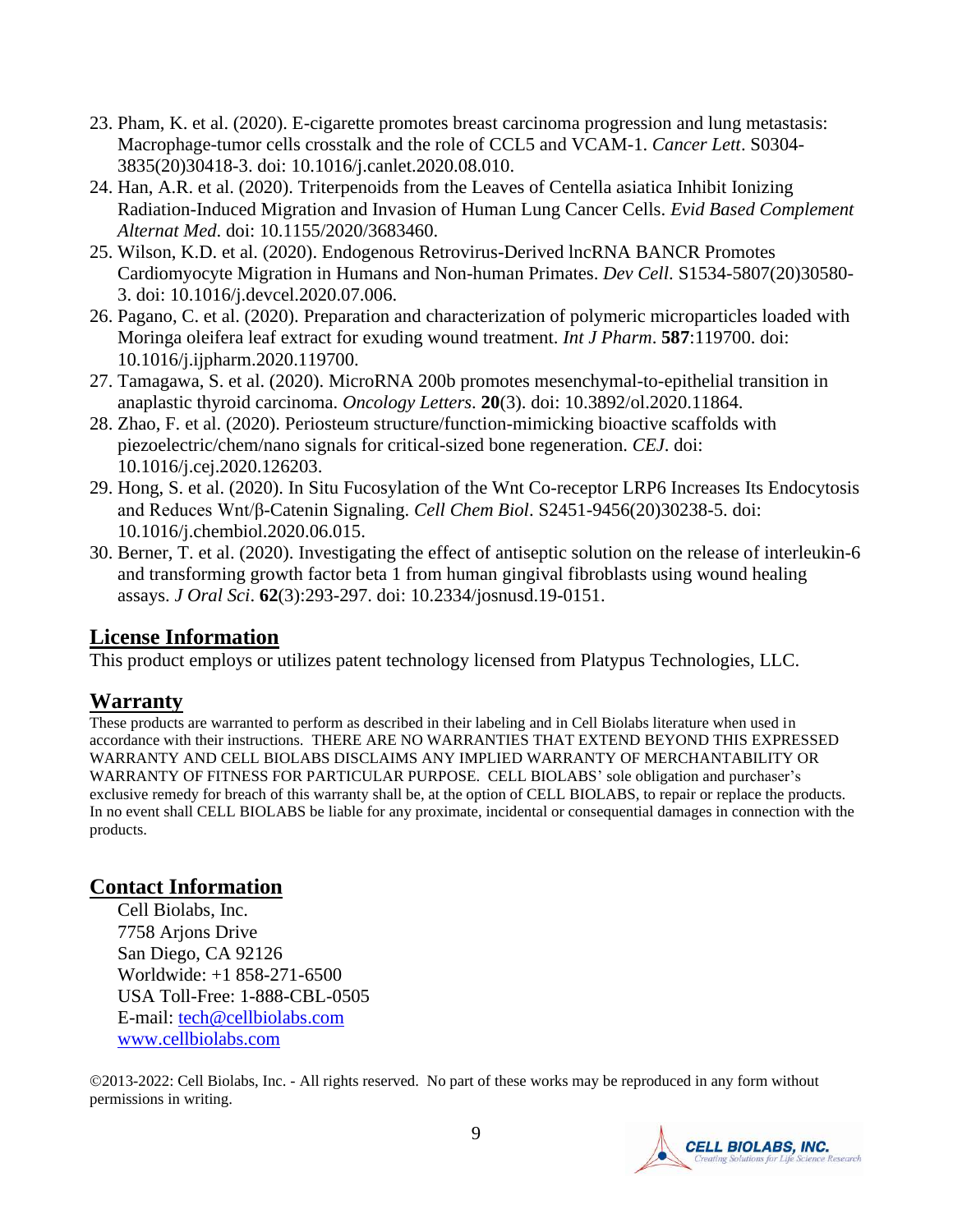23. Pham, K. et al. (2020). E-cigarette promotes breast carcinoma progression and lung metastasis: Macrophage-tumor cells crosstalk and the role of CCL5 and VCAM-1. *Cancer Lett*. S0304-3835(20)30418-3. doi: 10.1016/j.canlet.2020.08.010.
24. Han, A.R. et al. (2020). Triterpenoids from the Leaves of Centella asiatica Inhibit Ionizing Radiation-Induced Migration and Invasion of Human Lung Cancer Cells. *Evid Based Complement Alternat Med*. doi: 10.1155/2020/3683460.
25. Wilson, K.D. et al. (2020). Endogenous Retrovirus-Derived lncRNA BANCR Promotes Cardiomyocyte Migration in Humans and Non-human Primates. *Dev Cell*. S1534-5807(20)30580-3. doi: 10.1016/j.devcel.2020.07.006.
26. Pagano, C. et al. (2020). Preparation and characterization of polymeric microparticles loaded with Moringa oleifera leaf extract for exuding wound treatment. *Int J Pharm*. **587**:119700. doi: 10.1016/j.ijpharm.2020.119700.
27. Tamagawa, S. et al. (2020). MicroRNA 200b promotes mesenchymal-to-epithelial transition in anaplastic thyroid carcinoma. *Oncology Letters*. **20**(3). doi: 10.3892/ol.2020.11864.
28. Zhao, F. et al. (2020). Periosteum structure/function-mimicking bioactive scaffolds with piezoelectric/chem/nano signals for critical-sized bone regeneration. *CEJ*. doi: 10.1016/j.cej.2020.126203.
29. Hong, S. et al. (2020). In Situ Fucosylation of the Wnt Co-receptor LRP6 Increases Its Endocytosis and Reduces Wnt/β-Catenin Signaling. *Cell Chem Biol*. S2451-9456(20)30238-5. doi: 10.1016/j.chembiol.2020.06.015.
30. Berner, T. et al. (2020). Investigating the effect of antiseptic solution on the release of interleukin-6 and transforming growth factor beta 1 from human gingival fibroblasts using wound healing assays. *J Oral Sci*. **62**(3):293-297. doi: 10.2334/josnusd.19-0151.

## License Information

This product employs or utilizes patent technology licensed from Platypus Technologies, LLC.

## Warranty

These products are warranted to perform as described in their labeling and in Cell Biolabs literature when used in accordance with their instructions. THERE ARE NO WARRANTIES THAT EXTEND BEYOND THIS EXPRESSED WARRANTY AND CELL BIOLABS DISCLAIMS ANY IMPLIED WARRANTY OF MERCHANTABILITY OR WARRANTY OF FITNESS FOR PARTICULAR PURPOSE. CELL BIOLABS' sole obligation and purchaser's exclusive remedy for breach of this warranty shall be, at the option of CELL BIOLABS, to repair or replace the products. In no event shall CELL BIOLABS be liable for any proximate, incidental or consequential damages in connection with the products.

## Contact Information

Cell Biolabs, Inc.
7758 Arjons Drive
San Diego, CA 92126
Worldwide: +1 858-271-6500
USA Toll-Free: 1-888-CBL-0505
E-mail: tech@cellbiolabs.com
www.cellbiolabs.com

©2013-2022: Cell Biolabs, Inc. - All rights reserved. No part of these works may be reproduced in any form without permissions in writing.